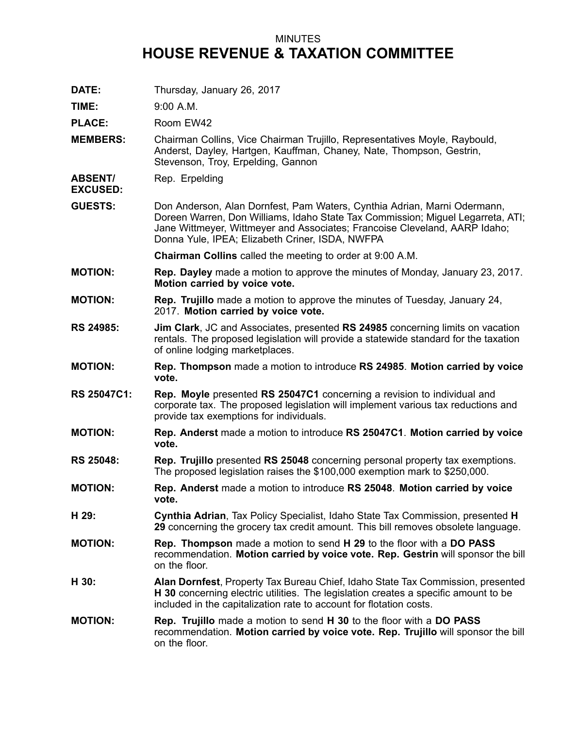MINUTES

# HOUSE REVENUE & TAXATION COMMITTEE

**DATE:** Thursday, January 26, 2017

**TIME:** 9:00 A.M.

**PLACE:** Room EW42

**MEMBERS:** Chairman Collins, Vice Chairman Trujillo, Representatives Moyle, Raybould, Anderst, Dayley, Hartgen, Kauffman, Chaney, Nate, Thompson, Gestrin, Stevenson, Troy, Erpelding, Gannon

**ABSENT/ EXCUSED:** Rep. Erpelding

**GUESTS:** Don Anderson, Alan Dornfest, Pam Waters, Cynthia Adrian, Marni Odermann, Doreen Warren, Don Williams, Idaho State Tax Commission; Miguel Legarreta, ATI; Jane Wittmeyer, Wittmeyer and Associates; Francoise Cleveland, AARP Idaho; Donna Yule, IPEA; Elizabeth Criner, ISDA, NWFPA

**Chairman Collins** called the meeting to order at 9:00 A.M.

**MOTION:** **Rep. Dayley** made a motion to approve the minutes of Monday, January 23, 2017. **Motion carried by voice vote.**

**MOTION:** **Rep. Trujillo** made a motion to approve the minutes of Tuesday, January 24, 2017. **Motion carried by voice vote.**

**RS 24985:** **Jim Clark**, JC and Associates, presented **RS 24985** concerning limits on vacation rentals. The proposed legislation will provide a statewide standard for the taxation of online lodging marketplaces.

**MOTION:** **Rep. Thompson** made a motion to introduce **RS 24985**. **Motion carried by voice vote.**

**RS 25047C1:** **Rep. Moyle** presented **RS 25047C1** concerning a revision to individual and corporate tax. The proposed legislation will implement various tax reductions and provide tax exemptions for individuals.

**MOTION:** **Rep. Anderst** made a motion to introduce **RS 25047C1**. **Motion carried by voice vote.**

**RS 25048:** **Rep. Trujillo** presented **RS 25048** concerning personal property tax exemptions. The proposed legislation raises the $100,000 exemption mark to $250,000.

**MOTION:** **Rep. Anderst** made a motion to introduce **RS 25048**. **Motion carried by voice vote.**

**H 29:** **Cynthia Adrian**, Tax Policy Specialist, Idaho State Tax Commission, presented **H 29** concerning the grocery tax credit amount. This bill removes obsolete language.

**MOTION:** **Rep. Thompson** made a motion to send **H 29** to the floor with a **DO PASS** recommendation. **Motion carried by voice vote. Rep. Gestrin** will sponsor the bill on the floor.

**H 30:** **Alan Dornfest**, Property Tax Bureau Chief, Idaho State Tax Commission, presented **H 30** concerning electric utilities. The legislation creates a specific amount to be included in the capitalization rate to account for flotation costs.

**MOTION:** **Rep. Trujillo** made a motion to send **H 30** to the floor with a **DO PASS** recommendation. **Motion carried by voice vote. Rep. Trujillo** will sponsor the bill on the floor.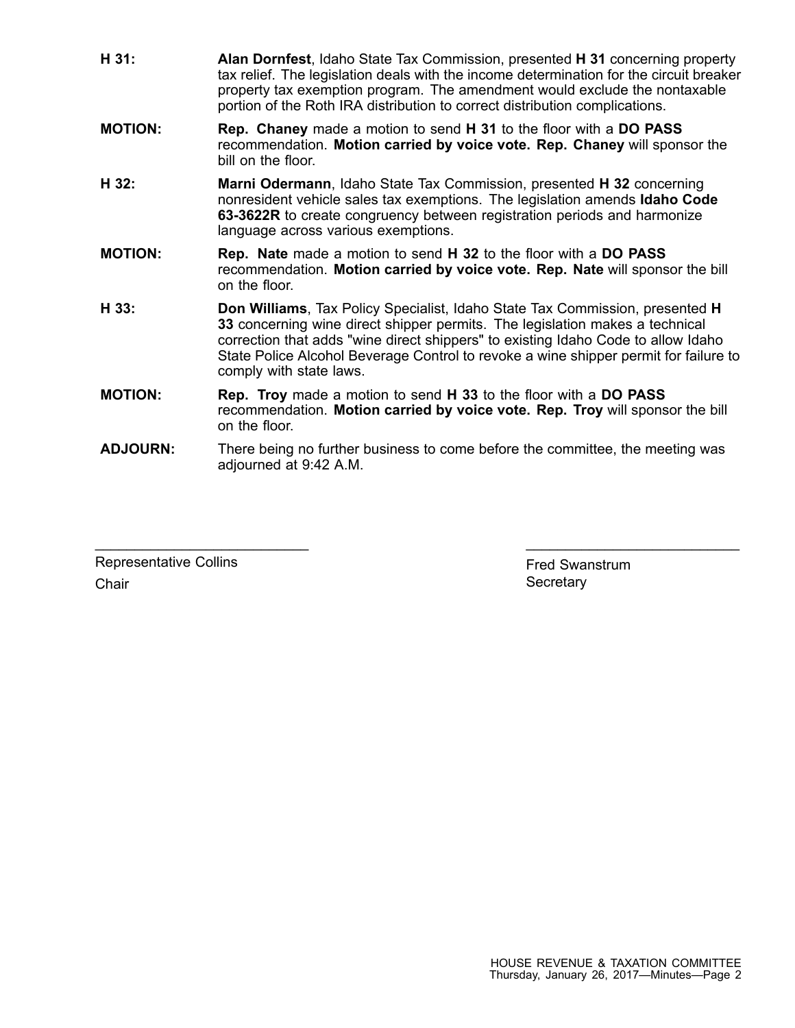**H 31:** **Alan Dornfest**, Idaho State Tax Commission, presented **H 31** concerning property tax relief. The legislation deals with the income determination for the circuit breaker property tax exemption program. The amendment would exclude the nontaxable portion of the Roth IRA distribution to correct distribution complications.

**MOTION:** **Rep. Chaney** made a motion to send **H 31** to the floor with a **DO PASS** recommendation. **Motion carried by voice vote. Rep. Chaney** will sponsor the bill on the floor.

**H 32:** **Marni Odermann**, Idaho State Tax Commission, presented **H 32** concerning nonresident vehicle sales tax exemptions. The legislation amends **Idaho Code 63-3622R** to create congruency between registration periods and harmonize language across various exemptions.

**MOTION:** **Rep. Nate** made a motion to send **H 32** to the floor with a **DO PASS** recommendation. **Motion carried by voice vote. Rep. Nate** will sponsor the bill on the floor.

**H 33:** **Don Williams**, Tax Policy Specialist, Idaho State Tax Commission, presented **H 33** concerning wine direct shipper permits. The legislation makes a technical correction that adds "wine direct shippers" to existing Idaho Code to allow Idaho State Police Alcohol Beverage Control to revoke a wine shipper permit for failure to comply with state laws.

**MOTION:** **Rep. Troy** made a motion to send **H 33** to the floor with a **DO PASS** recommendation. **Motion carried by voice vote. Rep. Troy** will sponsor the bill on the floor.

**ADJOURN:** There being no further business to come before the committee, the meeting was adjourned at 9:42 A.M.

___________________________
Representative Collins
Chair

___________________________
Fred Swanstrum
Secretary